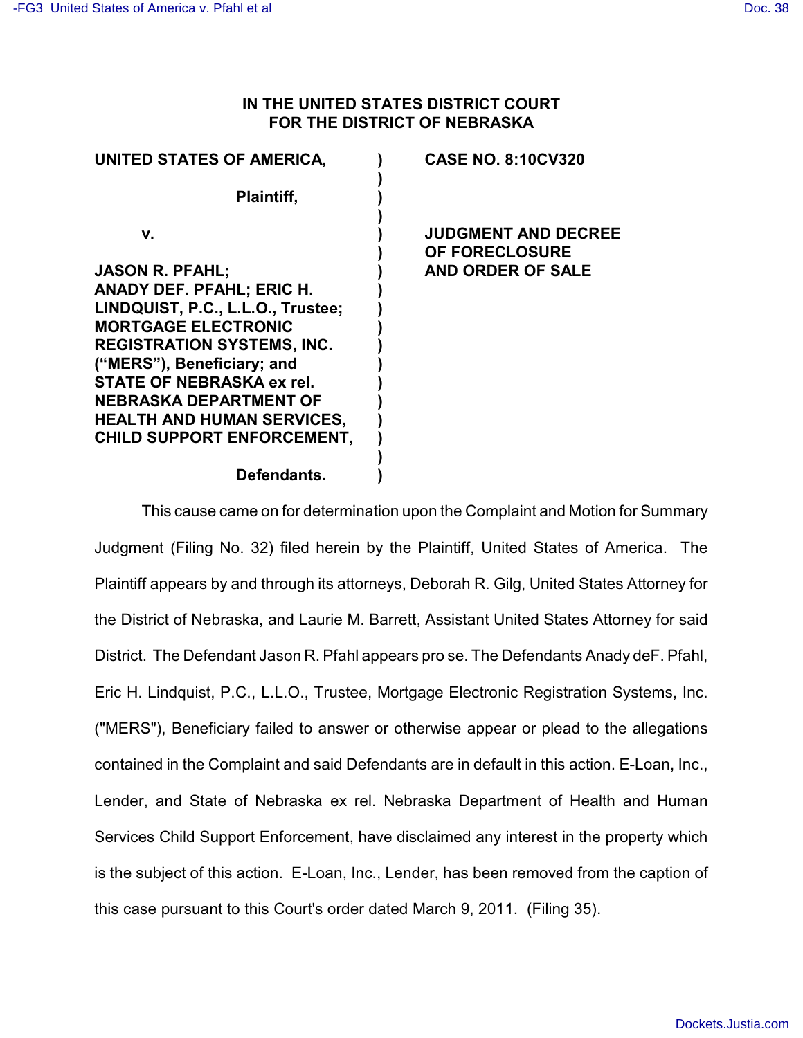**IN THE UNITED STATES DISTRICT COURT**
**FOR THE DISTRICT OF NEBRASKA**

| | | |
|---|---|---|
| **UNITED STATES OF AMERICA,** | **)** | **CASE NO. 8:10CV320** |
| **Plaintiff,** | **)** | |
| **v.** | **)** | **JUDGMENT AND DECREE OF FORECLOSURE AND ORDER OF SALE** |
| **JASON R. PFAHL; ANADY DEF. PFAHL; ERIC H. LINDQUIST, P.C., L.L.O., Trustee; MORTGAGE ELECTRONIC REGISTRATION SYSTEMS, INC. ("MERS"), Beneficiary; and STATE OF NEBRASKA ex rel. NEBRASKA DEPARTMENT OF HEALTH AND HUMAN SERVICES, CHILD SUPPORT ENFORCEMENT,** | **)** | |
| **Defendants.** | **)** | |

This cause came on for determination upon the Complaint and Motion for Summary Judgment (Filing No. 32) filed herein by the Plaintiff, United States of America. The Plaintiff appears by and through its attorneys, Deborah R. Gilg, United States Attorney for the District of Nebraska, and Laurie M. Barrett, Assistant United States Attorney for said District. The Defendant Jason R. Pfahl appears pro se. The Defendants Anady deF. Pfahl, Eric H. Lindquist, P.C., L.L.O., Trustee, Mortgage Electronic Registration Systems, Inc. ("MERS"), Beneficiary failed to answer or otherwise appear or plead to the allegations contained in the Complaint and said Defendants are in default in this action. E-Loan, Inc., Lender, and State of Nebraska ex rel. Nebraska Department of Health and Human Services Child Support Enforcement, have disclaimed any interest in the property which is the subject of this action. E-Loan, Inc., Lender, has been removed from the caption of this case pursuant to this Court's order dated March 9, 2011. (Filing 35).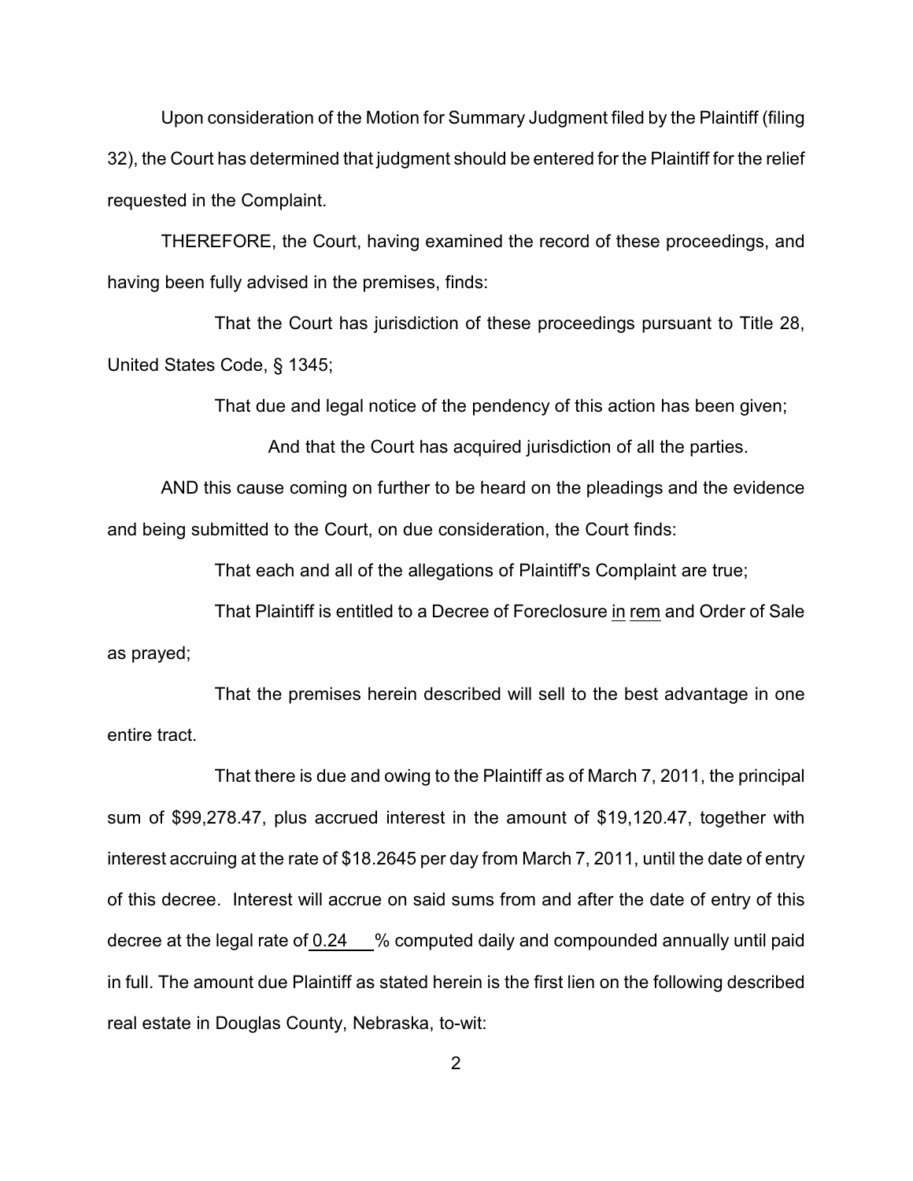Upon consideration of the Motion for Summary Judgment filed by the Plaintiff (filing 32), the Court has determined that judgment should be entered for the Plaintiff for the relief requested in the Complaint.

THEREFORE, the Court, having examined the record of these proceedings, and having been fully advised in the premises, finds:

That the Court has jurisdiction of these proceedings pursuant to Title 28, United States Code, § 1345;

That due and legal notice of the pendency of this action has been given;

And that the Court has acquired jurisdiction of all the parties.

AND this cause coming on further to be heard on the pleadings and the evidence and being submitted to the Court, on due consideration, the Court finds:

That each and all of the allegations of Plaintiff's Complaint are true;

That Plaintiff is entitled to a Decree of Foreclosure in rem and Order of Sale as prayed;

That the premises herein described will sell to the best advantage in one entire tract.

That there is due and owing to the Plaintiff as of March 7, 2011, the principal sum of $99,278.47, plus accrued interest in the amount of $19,120.47, together with interest accruing at the rate of $18.2645 per day from March 7, 2011, until the date of entry of this decree. Interest will accrue on said sums from and after the date of entry of this decree at the legal rate of 0.24 % computed daily and compounded annually until paid in full. The amount due Plaintiff as stated herein is the first lien on the following described real estate in Douglas County, Nebraska, to-wit: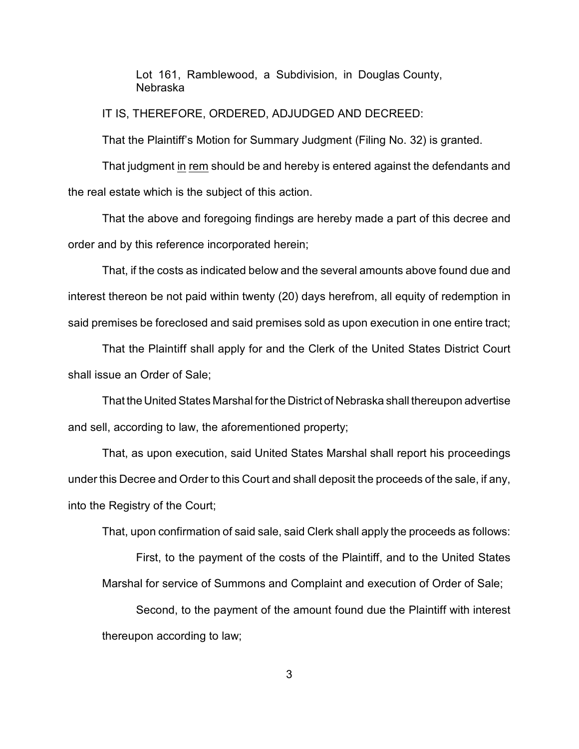Lot 161, Ramblewood, a Subdivision, in Douglas County, Nebraska

IT IS, THEREFORE, ORDERED, ADJUDGED AND DECREED:

That the Plaintiff's Motion for Summary Judgment (Filing No. 32) is granted.

That judgment in rem should be and hereby is entered against the defendants and the real estate which is the subject of this action.

That the above and foregoing findings are hereby made a part of this decree and order and by this reference incorporated herein;

That, if the costs as indicated below and the several amounts above found due and interest thereon be not paid within twenty (20) days herefrom, all equity of redemption in said premises be foreclosed and said premises sold as upon execution in one entire tract;

That the Plaintiff shall apply for and the Clerk of the United States District Court shall issue an Order of Sale;

That the United States Marshal for the District of Nebraska shall thereupon advertise and sell, according to law, the aforementioned property;

That, as upon execution, said United States Marshal shall report his proceedings under this Decree and Order to this Court and shall deposit the proceeds of the sale, if any, into the Registry of the Court;

That, upon confirmation of said sale, said Clerk shall apply the proceeds as follows:

First, to the payment of the costs of the Plaintiff, and to the United States Marshal for service of Summons and Complaint and execution of Order of Sale;

Second, to the payment of the amount found due the Plaintiff with interest thereupon according to law;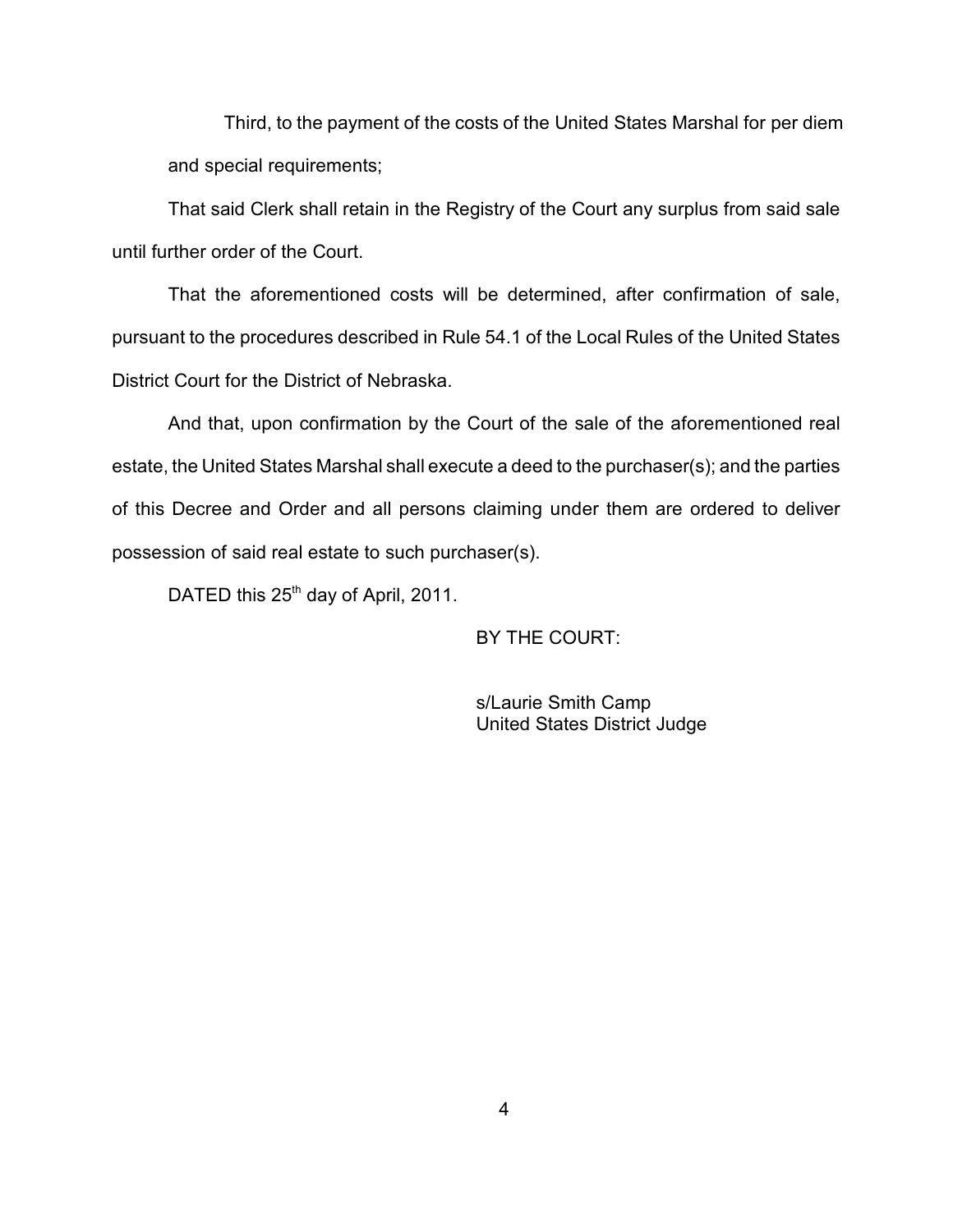Third, to the payment of the costs of the United States Marshal for per diem and special requirements;

That said Clerk shall retain in the Registry of the Court any surplus from said sale until further order of the Court.

That the aforementioned costs will be determined, after confirmation of sale, pursuant to the procedures described in Rule 54.1 of the Local Rules of the United States District Court for the District of Nebraska.

And that, upon confirmation by the Court of the sale of the aforementioned real estate, the United States Marshal shall execute a deed to the purchaser(s); and the parties of this Decree and Order and all persons claiming under them are ordered to deliver possession of said real estate to such purchaser(s).

DATED this 25th day of April, 2011.

BY THE COURT:

s/Laurie Smith Camp
United States District Judge